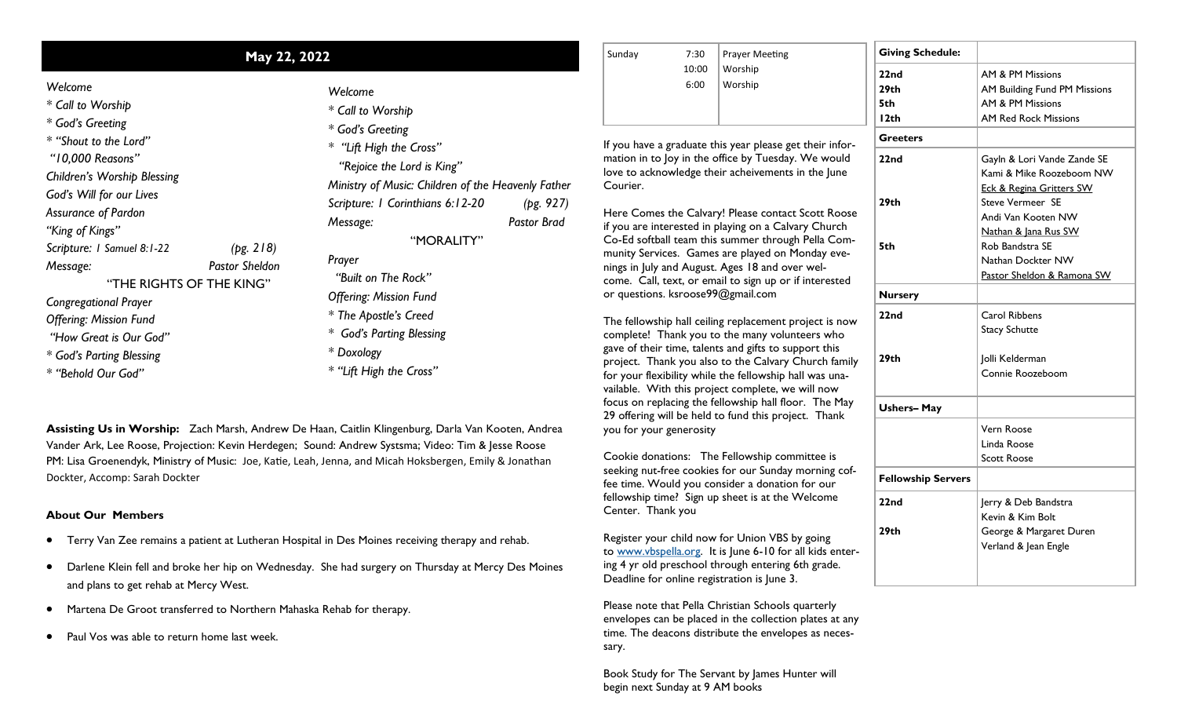## May 22, 2022

*Welcome*
*\* Call to Worship*
*\* God's Greeting*
*\* "Shout to the Lord"*
*"10,000 Reasons"*
*Children's Worship Blessing*
*God's Will for our Lives*
*Assurance of Pardon*
*"King of Kings"*
*Scripture: 1 Samuel 8:1-22 (pg. 218)*
*Message: Pastor Sheldon*

"THE RIGHTS OF THE KING"

*Congregational Prayer*
*Offering: Mission Fund*
*"How Great is Our God"*
*\* God's Parting Blessing*
*\* "Behold Our God"*

*Welcome*
*\* Call to Worship*
*\* God's Greeting*
*\* "Lift High the Cross"*
*"Rejoice the Lord is King"*
*Ministry of Music: Children of the Heavenly Father*
*Scripture: 1 Corinthians 6:12-20 (pg. 927)*
*Message: Pastor Brad*

"MORALITY"

*Prayer*
*"Built on The Rock"*
*Offering: Mission Fund*
*\* The Apostle's Creed*
*\* God's Parting Blessing*
*\* Doxology*
*\* "Lift High the Cross"*

**Assisting Us in Worship:** Zach Marsh, Andrew De Haan, Caitlin Klingenburg, Darla Van Kooten, Andrea Vander Ark, Lee Roose, Projection: Kevin Herdegen; Sound: Andrew Systsma; Video: Tim & Jesse Roose PM: Lisa Groenendyk, Ministry of Music: Joe, Katie, Leah, Jenna, and Micah Hoksbergen, Emily & Jonathan Dockter, Accomp: Sarah Dockter

### About Our Members

- Terry Van Zee remains a patient at Lutheran Hospital in Des Moines receiving therapy and rehab.
- Darlene Klein fell and broke her hip on Wednesday. She had surgery on Thursday at Mercy Des Moines and plans to get rehab at Mercy West.
- Martena De Groot transferred to Northern Mahaska Rehab for therapy.
- Paul Vos was able to return home last week.

| Sunday | 7:30 | Prayer Meeting |
|---|---|---|
| | 10:00 | Worship |
| | 6:00 | Worship |

If you have a graduate this year please get their information in to Joy in the office by Tuesday. We would love to acknowledge their acheivements in the June Courier.

Here Comes the Calvary! Please contact Scott Roose if you are interested in playing on a Calvary Church Co-Ed softball team this summer through Pella Community Services. Games are played on Monday evenings in July and August. Ages 18 and over welcome. Call, text, or email to sign up or if interested or questions. ksroose99@gmail.com

The fellowship hall ceiling replacement project is now complete! Thank you to the many volunteers who gave of their time, talents and gifts to support this project. Thank you also to the Calvary Church family for your flexibility while the fellowship hall was unavailable. With this project complete, we will now focus on replacing the fellowship hall floor. The May 29 offering will be held to fund this project. Thank you for your generosity

Cookie donations: The Fellowship committee is seeking nut-free cookies for our Sunday morning coffee time. Would you consider a donation for our fellowship time? Sign up sheet is at the Welcome Center. Thank you

Register your child now for Union VBS by going to www.vbspella.org. It is June 6-10 for all kids entering 4 yr old preschool through entering 6th grade. Deadline for online registration is June 3.

Please note that Pella Christian Schools quarterly envelopes can be placed in the collection plates at any time. The deacons distribute the envelopes as necessary.

Book Study for The Servant by James Hunter will begin next Sunday at 9 AM books

| **Giving Schedule:** | |
|---|---|
| **22nd** | AM & PM Missions |
| **29th** | AM Building Fund PM Missions |
| **5th** | AM & PM Missions |
| **12th** | AM Red Rock Missions |
| **Greeters** | |
| **22nd** | Gayln & Lori Vande Zande SE<br>Kami & Mike Roozeboom NW<br>Eck & Regina Gritters SW |
| **29th** | Steve Vermeer SE<br>Andi Van Kooten NW<br>Nathan & Jana Rus SW |
| **5th** | Rob Bandstra SE<br>Nathan Dockter NW<br>Pastor Sheldon & Ramona SW |
| **Nursery** | |
| **22nd** | Carol Ribbens<br>Stacy Schutte |
| **29th** | Jolli Kelderman<br>Connie Roozeboom |
| **Ushers– May** | |
| | Vern Roose<br>Linda Roose<br>Scott Roose |
| **Fellowship Servers** | |
| **22nd** | Jerry & Deb Bandstra<br>Kevin & Kim Bolt |
| **29th** | George & Margaret Duren<br>Verland & Jean Engle |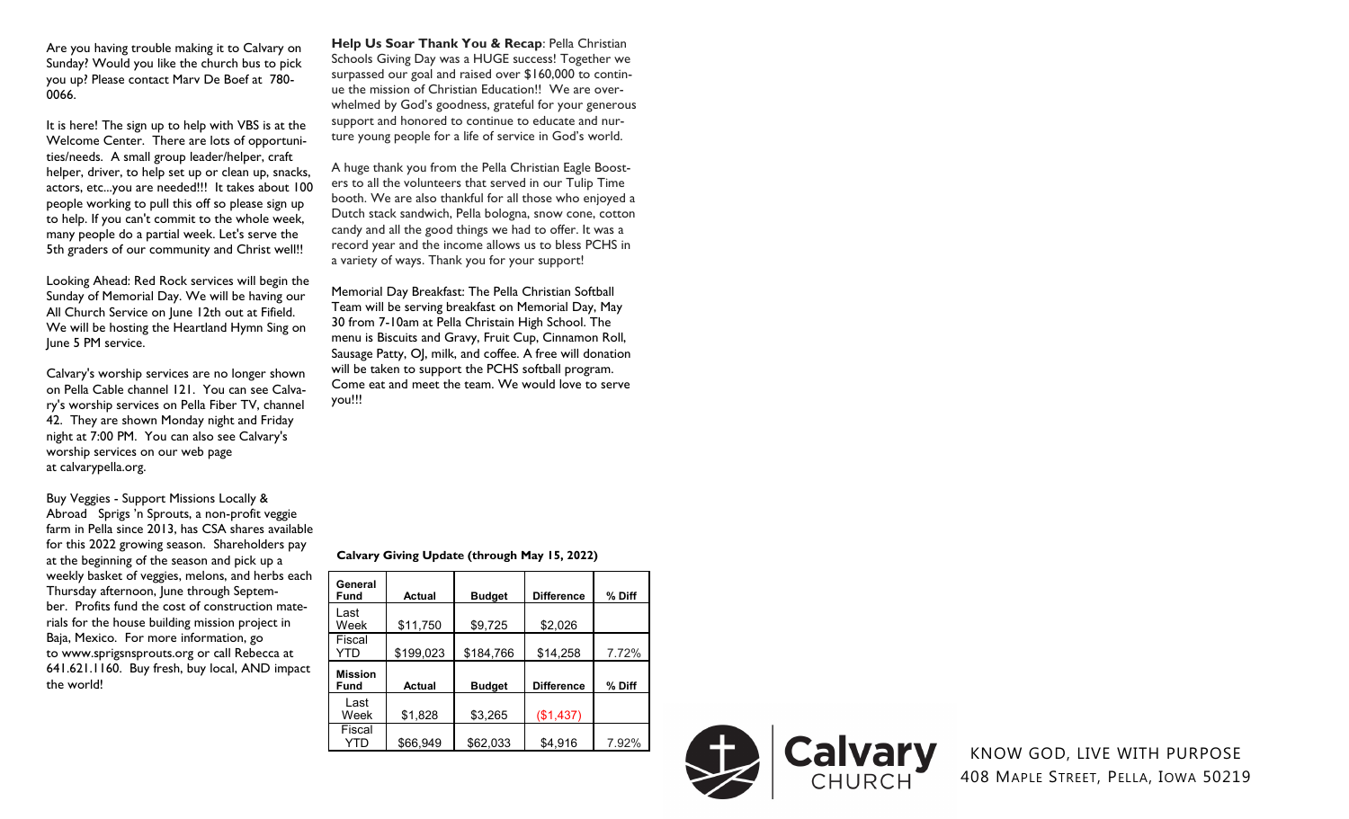Are you having trouble making it to Calvary on Sunday? Would you like the church bus to pick you up? Please contact Marv De Boef at 780-0066.

It is here! The sign up to help with VBS is at the Welcome Center. There are lots of opportunities/needs. A small group leader/helper, craft helper, driver, to help set up or clean up, snacks, actors, etc...you are needed!!! It takes about 100 people working to pull this off so please sign up to help. If you can't commit to the whole week, many people do a partial week. Let's serve the 5th graders of our community and Christ well!!

Looking Ahead: Red Rock services will begin the Sunday of Memorial Day. We will be having our All Church Service on June 12th out at Fifield. We will be hosting the Heartland Hymn Sing on June 5 PM service.

Calvary's worship services are no longer shown on Pella Cable channel 121. You can see Calvary's worship services on Pella Fiber TV, channel 42. They are shown Monday night and Friday night at 7:00 PM. You can also see Calvary's worship services on our web page at calvarypella.org.

Buy Veggies - Support Missions Locally & Abroad Sprigs 'n Sprouts, a non-profit veggie farm in Pella since 2013, has CSA shares available for this 2022 growing season. Shareholders pay at the beginning of the season and pick up a weekly basket of veggies, melons, and herbs each Thursday afternoon, June through September. Profits fund the cost of construction materials for the house building mission project in Baja, Mexico. For more information, go to www.sprigsnsprouts.org or call Rebecca at 641.621.1160. Buy fresh, buy local, AND impact the world!

**Help Us Soar Thank You & Recap**: Pella Christian Schools Giving Day was a HUGE success! Together we surpassed our goal and raised over $160,000 to continue the mission of Christian Education!! We are overwhelmed by God's goodness, grateful for your generous support and honored to continue to educate and nurture young people for a life of service in God's world.

A huge thank you from the Pella Christian Eagle Boosters to all the volunteers that served in our Tulip Time booth. We are also thankful for all those who enjoyed a Dutch stack sandwich, Pella bologna, snow cone, cotton candy and all the good things we had to offer. It was a record year and the income allows us to bless PCHS in a variety of ways. Thank you for your support!

Memorial Day Breakfast: The Pella Christian Softball Team will be serving breakfast on Memorial Day, May 30 from 7-10am at Pella Christain High School. The menu is Biscuits and Gravy, Fruit Cup, Cinnamon Roll, Sausage Patty, OJ, milk, and coffee. A free will donation will be taken to support the PCHS softball program. Come eat and meet the team. We would love to serve you!!!

**Calvary Giving Update (through May 15, 2022)**

| General Fund | Actual | Budget | Difference | % Diff |
|---|---|---|---|---|
| Last Week | $11,750 | $9,725 | $2,026 | |
| Fiscal YTD | $199,023 | $184,766 | $14,258 | 7.72% |
| **Mission Fund** | **Actual** | **Budget** | **Difference** | **% Diff** |
| Last Week | $1,828 | $3,265 | ($1,437) | |
| Fiscal YTD | $66,949 | $62,033 | $4,916 | 7.92% |

Calvary CHURCH

KNOW GOD, LIVE WITH PURPOSE

408 Maple Street, Pella, Iowa 50219